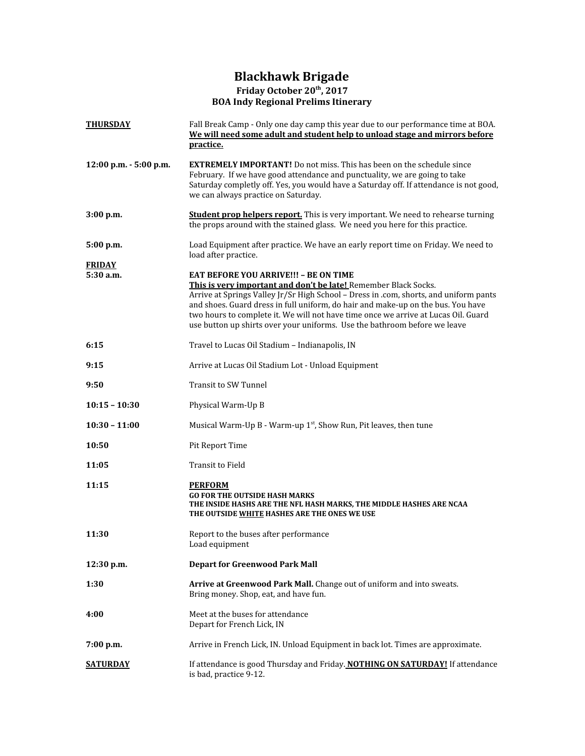# Blackhawk Brigade

## Friday October 20th, 2017

## BOA Indy Regional Prelims Itinerary

| | |
|---|---|
| **THURSDAY** | Fall Break Camp - Only one day camp this year due to our performance time at BOA. **We will need some adult and student help to unload stage and mirrors before practice.** |
| **12:00 p.m. - 5:00 p.m.** | **EXTREMELY IMPORTANT!** Do not miss. This has been on the schedule since February. If we have good attendance and punctuality, we are going to take Saturday completely off. Yes, you would have a Saturday off. If attendance is not good, we can always practice on Saturday. |
| **3:00 p.m.** | **Student prop helpers report.** This is very important. We need to rehearse turning the props around with the stained glass. We need you here for this practice. |
| **5:00 p.m.** | Load Equipment after practice. We have an early report time on Friday. We need to load after practice. |
| **FRIDAY** | |
| **5:30 a.m.** | **EAT BEFORE YOU ARRIVE!!! – BE ON TIME** <br> **This is very important and don't be late!** Remember Black Socks. <br> Arrive at Springs Valley Jr/Sr High School – Dress in .com, shorts, and uniform pants and shoes. Guard dress in full uniform, do hair and make-up on the bus. You have two hours to complete it. We will not have time once we arrive at Lucas Oil. Guard use button up shirts over your uniforms. Use the bathroom before we leave |
| **6:15** | Travel to Lucas Oil Stadium – Indianapolis, IN |
| **9:15** | Arrive at Lucas Oil Stadium Lot - Unload Equipment |
| **9:50** | Transit to SW Tunnel |
| **10:15 – 10:30** | Physical Warm-Up B |
| **10:30 – 11:00** | Musical Warm-Up B - Warm-up 1st, Show Run, Pit leaves, then tune |
| **10:50** | Pit Report Time |
| **11:05** | Transit to Field |
| **11:15** | **PERFORM** <br> **GO FOR THE OUTSIDE HASH MARKS** <br> **THE INSIDE HASHS ARE THE NFL HASH MARKS, THE MIDDLE HASHES ARE NCAA** <br> **THE OUTSIDE WHITE HASHES ARE THE ONES WE USE** |
| **11:30** | Report to the buses after performance <br> Load equipment |
| **12:30 p.m.** | **Depart for Greenwood Park Mall** |
| **1:30** | **Arrive at Greenwood Park Mall.** Change out of uniform and into sweats. Bring money. Shop, eat, and have fun. |
| **4:00** | Meet at the buses for attendance <br> Depart for French Lick, IN |
| **7:00 p.m.** | Arrive in French Lick, IN. Unload Equipment in back lot. Times are approximate. |
| **SATURDAY** | If attendance is good Thursday and Friday. **NOTHING ON SATURDAY!** If attendance is bad, practice 9-12. |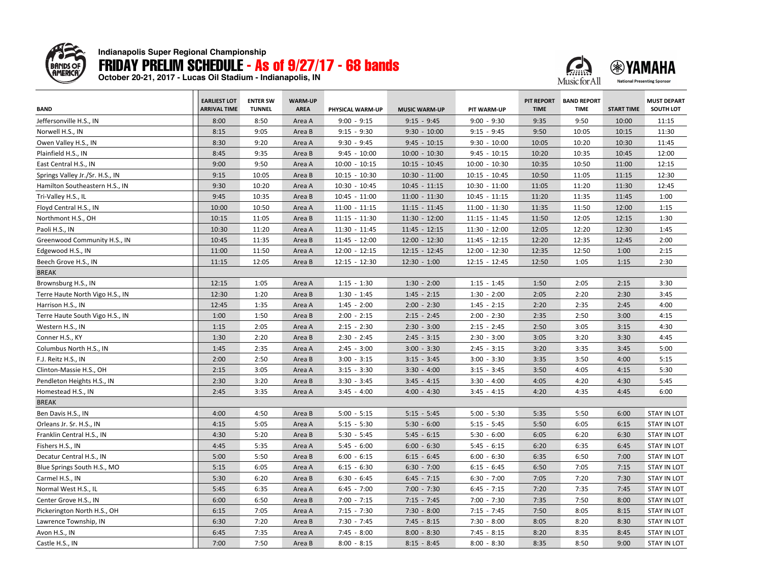Indianapolis Super Regional Championship

# FRIDAY PRELIM SCHEDULE - As of 9/27/17 - 68 bands

**October 20-21, 2017 - Lucas Oil Stadium - Indianapolis, IN**

| BAND | EARLIEST LOT ARRIVAL TIME | ENTER SW TUNNEL | WARM-UP AREA | PHYSICAL WARM-UP | MUSIC WARM-UP | PIT WARM-UP | PIT REPORT TIME | BAND REPORT TIME | START TIME | MUST DEPART SOUTH LOT |
|---|---|---|---|---|---|---|---|---|---|---|
| Jeffersonville H.S., IN | 8:00 | 8:50 | Area A | 9:00 - 9:15 | 9:15 - 9:45 | 9:00 - 9:30 | 9:35 | 9:50 | 10:00 | 11:15 |
| Norwell H.S., IN | 8:15 | 9:05 | Area B | 9:15 - 9:30 | 9:30 - 10:00 | 9:15 - 9:45 | 9:50 | 10:05 | 10:15 | 11:30 |
| Owen Valley H.S., IN | 8:30 | 9:20 | Area A | 9:30 - 9:45 | 9:45 - 10:15 | 9:30 - 10:00 | 10:05 | 10:20 | 10:30 | 11:45 |
| Plainfield H.S., IN | 8:45 | 9:35 | Area B | 9:45 - 10:00 | 10:00 - 10:30 | 9:45 - 10:15 | 10:20 | 10:35 | 10:45 | 12:00 |
| East Central H.S., IN | 9:00 | 9:50 | Area A | 10:00 - 10:15 | 10:15 - 10:45 | 10:00 - 10:30 | 10:35 | 10:50 | 11:00 | 12:15 |
| Springs Valley Jr./Sr. H.S., IN | 9:15 | 10:05 | Area B | 10:15 - 10:30 | 10:30 - 11:00 | 10:15 - 10:45 | 10:50 | 11:05 | 11:15 | 12:30 |
| Hamilton Southeastern H.S., IN | 9:30 | 10:20 | Area A | 10:30 - 10:45 | 10:45 - 11:15 | 10:30 - 11:00 | 11:05 | 11:20 | 11:30 | 12:45 |
| Tri-Valley H.S., IL | 9:45 | 10:35 | Area B | 10:45 - 11:00 | 11:00 - 11:30 | 10:45 - 11:15 | 11:20 | 11:35 | 11:45 | 1:00 |
| Floyd Central H.S., IN | 10:00 | 10:50 | Area A | 11:00 - 11:15 | 11:15 - 11:45 | 11:00 - 11:30 | 11:35 | 11:50 | 12:00 | 1:15 |
| Northmont H.S., OH | 10:15 | 11:05 | Area B | 11:15 - 11:30 | 11:30 - 12:00 | 11:15 - 11:45 | 11:50 | 12:05 | 12:15 | 1:30 |
| Paoli H.S., IN | 10:30 | 11:20 | Area A | 11:30 - 11:45 | 11:45 - 12:15 | 11:30 - 12:00 | 12:05 | 12:20 | 12:30 | 1:45 |
| Greenwood Community H.S., IN | 10:45 | 11:35 | Area B | 11:45 - 12:00 | 12:00 - 12:30 | 11:45 - 12:15 | 12:20 | 12:35 | 12:45 | 2:00 |
| Edgewood H.S., IN | 11:00 | 11:50 | Area A | 12:00 - 12:15 | 12:15 - 12:45 | 12:00 - 12:30 | 12:35 | 12:50 | 1:00 | 2:15 |
| Beech Grove H.S., IN | 11:15 | 12:05 | Area B | 12:15 - 12:30 | 12:30 - 1:00 | 12:15 - 12:45 | 12:50 | 1:05 | 1:15 | 2:30 |
| BREAK | | | | | | | | | | |
| Brownsburg H.S., IN | 12:15 | 1:05 | Area A | 1:15 - 1:30 | 1:30 - 2:00 | 1:15 - 1:45 | 1:50 | 2:05 | 2:15 | 3:30 |
| Terre Haute North Vigo H.S., IN | 12:30 | 1:20 | Area B | 1:30 - 1:45 | 1:45 - 2:15 | 1:30 - 2:00 | 2:05 | 2:20 | 2:30 | 3:45 |
| Harrison H.S., IN | 12:45 | 1:35 | Area A | 1:45 - 2:00 | 2:00 - 2:30 | 1:45 - 2:15 | 2:20 | 2:35 | 2:45 | 4:00 |
| Terre Haute South Vigo H.S., IN | 1:00 | 1:50 | Area B | 2:00 - 2:15 | 2:15 - 2:45 | 2:00 - 2:30 | 2:35 | 2:50 | 3:00 | 4:15 |
| Western H.S., IN | 1:15 | 2:05 | Area A | 2:15 - 2:30 | 2:30 - 3:00 | 2:15 - 2:45 | 2:50 | 3:05 | 3:15 | 4:30 |
| Conner H.S., KY | 1:30 | 2:20 | Area B | 2:30 - 2:45 | 2:45 - 3:15 | 2:30 - 3:00 | 3:05 | 3:20 | 3:30 | 4:45 |
| Columbus North H.S., IN | 1:45 | 2:35 | Area A | 2:45 - 3:00 | 3:00 - 3:30 | 2:45 - 3:15 | 3:20 | 3:35 | 3:45 | 5:00 |
| F.J. Reitz H.S., IN | 2:00 | 2:50 | Area B | 3:00 - 3:15 | 3:15 - 3:45 | 3:00 - 3:30 | 3:35 | 3:50 | 4:00 | 5:15 |
| Clinton-Massie H.S., OH | 2:15 | 3:05 | Area A | 3:15 - 3:30 | 3:30 - 4:00 | 3:15 - 3:45 | 3:50 | 4:05 | 4:15 | 5:30 |
| Pendleton Heights H.S., IN | 2:30 | 3:20 | Area B | 3:30 - 3:45 | 3:45 - 4:15 | 3:30 - 4:00 | 4:05 | 4:20 | 4:30 | 5:45 |
| Homestead H.S., IN | 2:45 | 3:35 | Area A | 3:45 - 4:00 | 4:00 - 4:30 | 3:45 - 4:15 | 4:20 | 4:35 | 4:45 | 6:00 |
| BREAK | | | | | | | | | | |
| Ben Davis H.S., IN | 4:00 | 4:50 | Area B | 5:00 - 5:15 | 5:15 - 5:45 | 5:00 - 5:30 | 5:35 | 5:50 | 6:00 | STAY IN LOT |
| Orleans Jr. Sr. H.S., IN | 4:15 | 5:05 | Area A | 5:15 - 5:30 | 5:30 - 6:00 | 5:15 - 5:45 | 5:50 | 6:05 | 6:15 | STAY IN LOT |
| Franklin Central H.S., IN | 4:30 | 5:20 | Area B | 5:30 - 5:45 | 5:45 - 6:15 | 5:30 - 6:00 | 6:05 | 6:20 | 6:30 | STAY IN LOT |
| Fishers H.S., IN | 4:45 | 5:35 | Area A | 5:45 - 6:00 | 6:00 - 6:30 | 5:45 - 6:15 | 6:20 | 6:35 | 6:45 | STAY IN LOT |
| Decatur Central H.S., IN | 5:00 | 5:50 | Area B | 6:00 - 6:15 | 6:15 - 6:45 | 6:00 - 6:30 | 6:35 | 6:50 | 7:00 | STAY IN LOT |
| Blue Springs South H.S., MO | 5:15 | 6:05 | Area A | 6:15 - 6:30 | 6:30 - 7:00 | 6:15 - 6:45 | 6:50 | 7:05 | 7:15 | STAY IN LOT |
| Carmel H.S., IN | 5:30 | 6:20 | Area B | 6:30 - 6:45 | 6:45 - 7:15 | 6:30 - 7:00 | 7:05 | 7:20 | 7:30 | STAY IN LOT |
| Normal West H.S., IL | 5:45 | 6:35 | Area A | 6:45 - 7:00 | 7:00 - 7:30 | 6:45 - 7:15 | 7:20 | 7:35 | 7:45 | STAY IN LOT |
| Center Grove H.S., IN | 6:00 | 6:50 | Area B | 7:00 - 7:15 | 7:15 - 7:45 | 7:00 - 7:30 | 7:35 | 7:50 | 8:00 | STAY IN LOT |
| Pickerington North H.S., OH | 6:15 | 7:05 | Area A | 7:15 - 7:30 | 7:30 - 8:00 | 7:15 - 7:45 | 7:50 | 8:05 | 8:15 | STAY IN LOT |
| Lawrence Township, IN | 6:30 | 7:20 | Area B | 7:30 - 7:45 | 7:45 - 8:15 | 7:30 - 8:00 | 8:05 | 8:20 | 8:30 | STAY IN LOT |
| Avon H.S., IN | 6:45 | 7:35 | Area A | 7:45 - 8:00 | 8:00 - 8:30 | 7:45 - 8:15 | 8:20 | 8:35 | 8:45 | STAY IN LOT |
| Castle H.S., IN | 7:00 | 7:50 | Area B | 8:00 - 8:15 | 8:15 - 8:45 | 8:00 - 8:30 | 8:35 | 8:50 | 9:00 | STAY IN LOT |